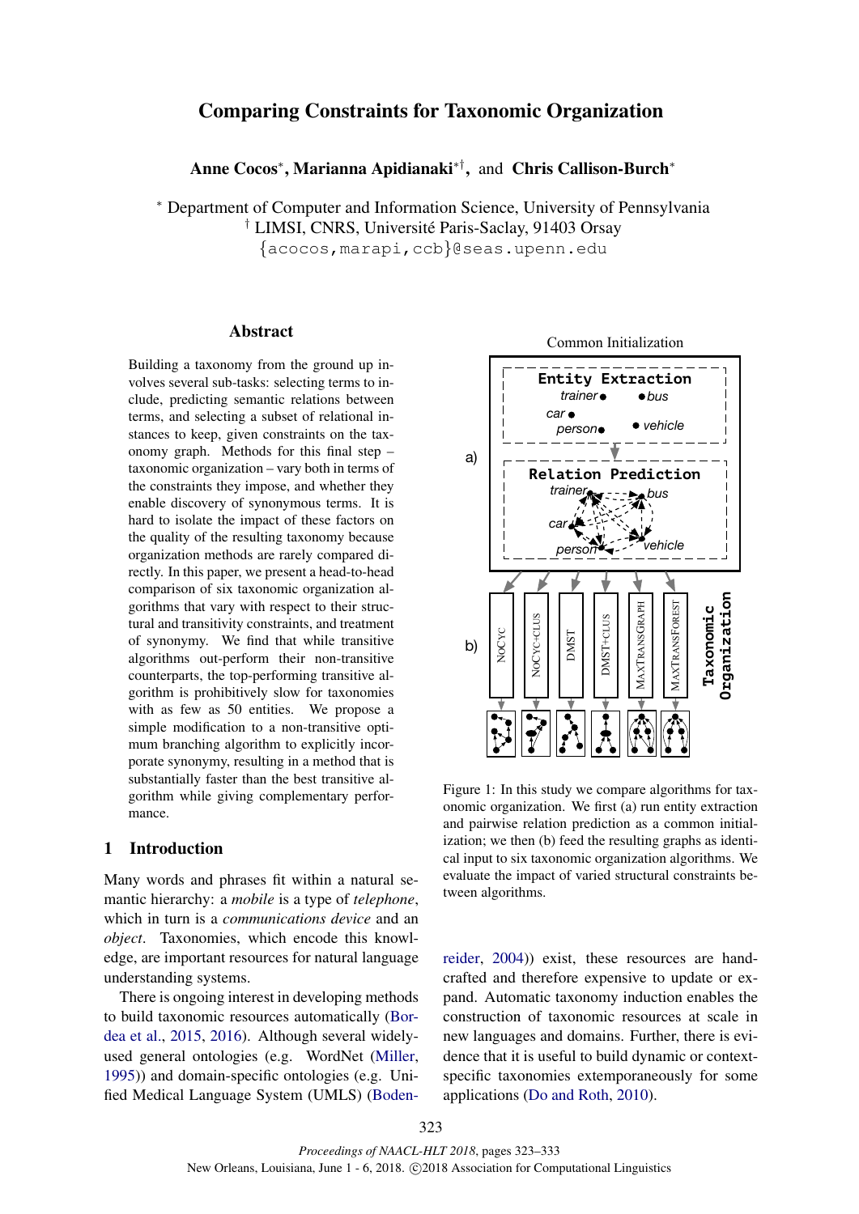# Comparing Constraints for Taxonomic Organization

**Anne Cocos**[*], **Marianna Apidianaki**[*†], and **Chris Callison-Burch**[*]

[*] Department of Computer and Information Science, University of Pennsylvania
[†] LIMSI, CNRS, Université Paris-Saclay, 91403 Orsay
{acocos,marapi,ccb}@seas.upenn.edu

## Abstract

Building a taxonomy from the ground up involves several sub-tasks: selecting terms to include, predicting semantic relations between terms, and selecting a subset of relational instances to keep, given constraints on the taxonomy graph. Methods for this final step – taxonomic organization – vary both in terms of the constraints they impose, and whether they enable discovery of synonymous terms. It is hard to isolate the impact of these factors on the quality of the resulting taxonomy because organization methods are rarely compared directly. In this paper, we present a head-to-head comparison of six taxonomic organization algorithms that vary with respect to their structural and transitivity constraints, and treatment of synonymy. We find that while transitive algorithms out-perform their non-transitive counterparts, the top-performing transitive algorithm is prohibitively slow for taxonomies with as few as 50 entities. We propose a simple modification to a non-transitive optimum branching algorithm to explicitly incorporate synonymy, resulting in a method that is substantially faster than the best transitive algorithm while giving complementary performance.

## 1 Introduction

Many words and phrases fit within a natural semantic hierarchy: a *mobile* is a type of *telephone*, which in turn is a *communications device* and an *object*. Taxonomies, which encode this knowledge, are important resources for natural language understanding systems.

There is ongoing interest in developing methods to build taxonomic resources automatically (Bordea et al., 2015, 2016). Although several widely-used general ontologies (e.g. WordNet (Miller, 1995)) and domain-specific ontologies (e.g. Unified Medical Language System (UMLS) (Bodenreider, 2004)) exist, these resources are hand-crafted and therefore expensive to update or expand. Automatic taxonomy induction enables the construction of taxonomic resources at scale in new languages and domains. Further, there is evidence that it is useful to build dynamic or context-specific taxonomies extemporaneously for some applications (Do and Roth, 2010).

Figure 1: In this study we compare algorithms for taxonomic organization. We first (a) run entity extraction and pairwise relation prediction as a common initialization; we then (b) feed the resulting graphs as identical input to six taxonomic organization algorithms. We evaluate the impact of varied structural constraints between algorithms.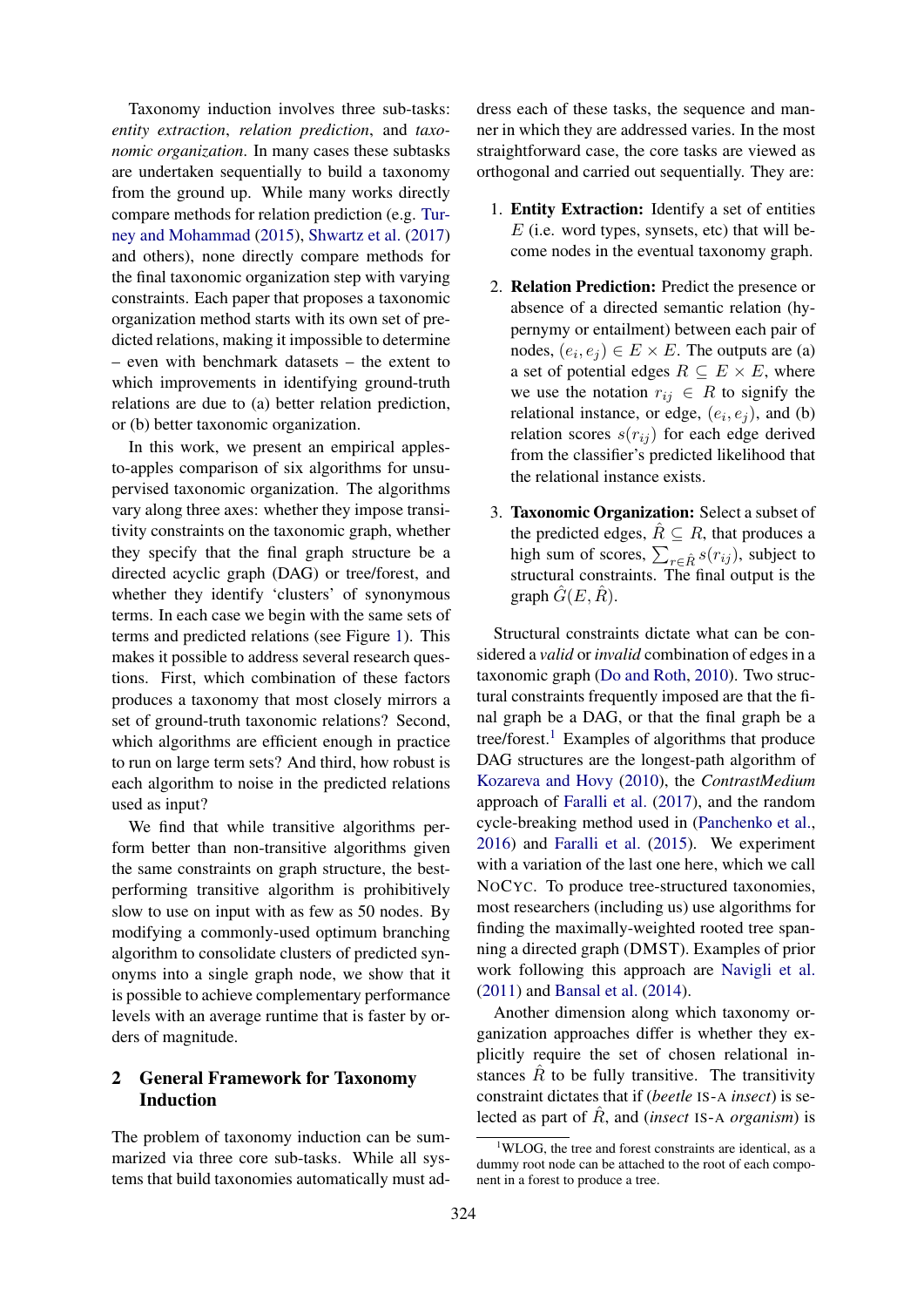Taxonomy induction involves three sub-tasks: *entity extraction*, *relation prediction*, and *taxonomic organization*. In many cases these subtasks are undertaken sequentially to build a taxonomy from the ground up. While many works directly compare methods for relation prediction (e.g. Turney and Mohammad (2015), Shwartz et al. (2017) and others), none directly compare methods for the final taxonomic organization step with varying constraints. Each paper that proposes a taxonomic organization method starts with its own set of predicted relations, making it impossible to determine – even with benchmark datasets – the extent to which improvements in identifying ground-truth relations are due to (a) better relation prediction, or (b) better taxonomic organization.

In this work, we present an empirical apples-to-apples comparison of six algorithms for unsupervised taxonomic organization. The algorithms vary along three axes: whether they impose transitivity constraints on the taxonomic graph, whether they specify that the final graph structure be a directed acyclic graph (DAG) or tree/forest, and whether they identify 'clusters' of synonymous terms. In each case we begin with the same sets of terms and predicted relations (see Figure 1). This makes it possible to address several research questions. First, which combination of these factors produces a taxonomy that most closely mirrors a set of ground-truth taxonomic relations? Second, which algorithms are efficient enough in practice to run on large term sets? And third, how robust is each algorithm to noise in the predicted relations used as input?

We find that while transitive algorithms perform better than non-transitive algorithms given the same constraints on graph structure, the best-performing transitive algorithm is prohibitively slow to use on input with as few as 50 nodes. By modifying a commonly-used optimum branching algorithm to consolidate clusters of predicted synonyms into a single graph node, we show that it is possible to achieve complementary performance levels with an average runtime that is faster by orders of magnitude.

## 2 General Framework for Taxonomy Induction

The problem of taxonomy induction can be summarized via three core sub-tasks. While all systems that build taxonomies automatically must address each of these tasks, the sequence and manner in which they are addressed varies. In the most straightforward case, the core tasks are viewed as orthogonal and carried out sequentially. They are:

1. **Entity Extraction:** Identify a set of entities $E$ (i.e. word types, synsets, etc) that will become nodes in the eventual taxonomy graph.
2. **Relation Prediction:** Predict the presence or absence of a directed semantic relation (hypernymy or entailment) between each pair of nodes, $(e_i, e_j) \in E \times E$. The outputs are (a) a set of potential edges $R \subseteq E \times E$, where we use the notation $r_{ij} \in R$ to signify the relational instance, or edge, $(e_i, e_j)$, and (b) relation scores $s(r_{ij})$ for each edge derived from the classifier's predicted likelihood that the relational instance exists.
3. **Taxonomic Organization:** Select a subset of the predicted edges, $\hat{R} \subseteq R$, that produces a high sum of scores, $\sum_{r \in \hat{R}} s(r_{ij})$, subject to structural constraints. The final output is the graph $\hat{G}(E, \hat{R})$.

Structural constraints dictate what can be considered a *valid* or *invalid* combination of edges in a taxonomic graph (Do and Roth, 2010). Two structural constraints frequently imposed are that the final graph be a DAG, or that the final graph be a tree/forest.[1] Examples of algorithms that produce DAG structures are the longest-path algorithm of Kozareva and Hovy (2010), the *ContrastMedium* approach of Faralli et al. (2017), and the random cycle-breaking method used in (Panchenko et al., 2016) and Faralli et al. (2015). We experiment with a variation of the last one here, which we call NoCyc. To produce tree-structured taxonomies, most researchers (including us) use algorithms for finding the maximally-weighted rooted tree spanning a directed graph (DMST). Examples of prior work following this approach are Navigli et al. (2011) and Bansal et al. (2014).

Another dimension along which taxonomy organization approaches differ is whether they explicitly require the set of chosen relational instances $\hat{R}$ to be fully transitive. The transitivity constraint dictates that if (*beetle* IS-A *insect*) is selected as part of $\hat{R}$, and (*insect* IS-A *organism*) is

[1]WLOG, the tree and forest constraints are identical, as a dummy root node can be attached to the root of each component in a forest to produce a tree.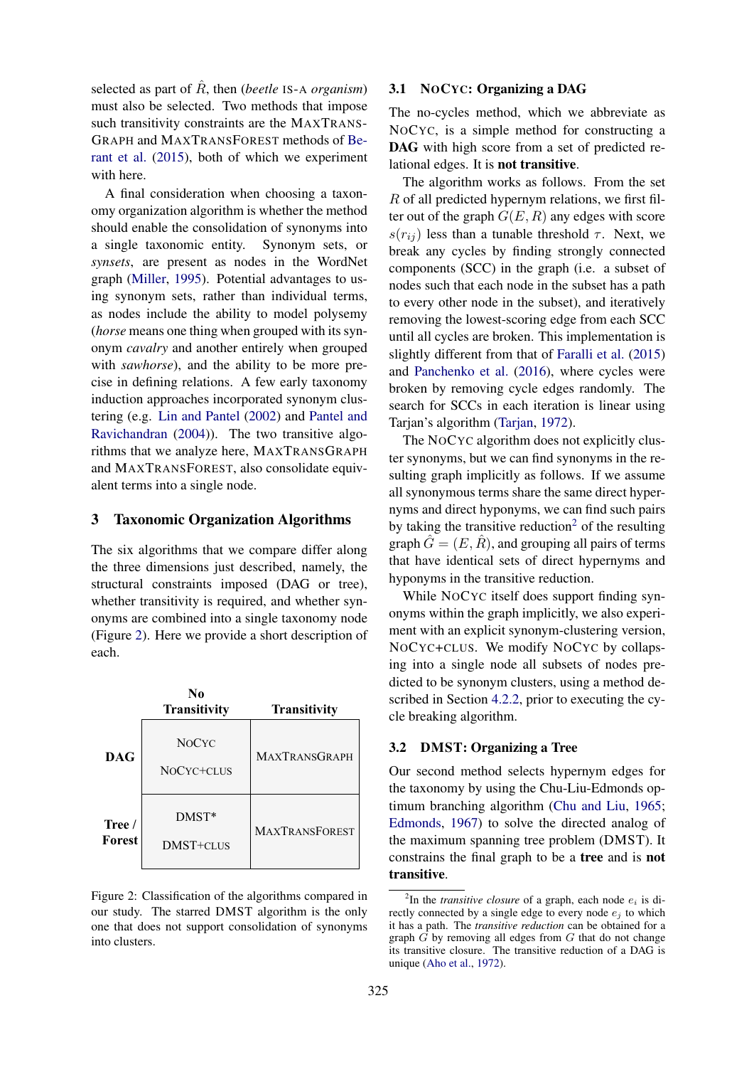selected as part of $\hat{R}$, then (*beetle* IS-A *organism*) must also be selected. Two methods that impose such transitivity constraints are the MAXTRANSGRAPH and MAXTRANSFOREST methods of Berant et al. (2015), both of which we experiment with here.

A final consideration when choosing a taxonomy organization algorithm is whether the method should enable the consolidation of synonyms into a single taxonomic entity. Synonym sets, or *synsets*, are present as nodes in the WordNet graph (Miller, 1995). Potential advantages to using synonym sets, rather than individual terms, as nodes include the ability to model polysemy (*horse* means one thing when grouped with its synonym *cavalry* and another entirely when grouped with *sawhorse*), and the ability to be more precise in defining relations. A few early taxonomy induction approaches incorporated synonym clustering (e.g. Lin and Pantel (2002) and Pantel and Ravichandran (2004)). The two transitive algorithms that we analyze here, MAXTRANSGRAPH and MAXTRANSFOREST, also consolidate equivalent terms into a single node.

## 3 Taxonomic Organization Algorithms

The six algorithms that we compare differ along the three dimensions just described, namely, the structural constraints imposed (DAG or tree), whether transitivity is required, and whether synonyms are combined into a single taxonomy node (Figure 2). Here we provide a short description of each.

| | No Transitivity | Transitivity |
|---|---|---|
| **DAG** | NOCYC<br>NOCYC+CLUS | MAXTRANSGRAPH |
| **Tree / Forest** | DMST*<br>DMST+CLUS | MAXTRANSFOREST |

Figure 2: Classification of the algorithms compared in our study. The starred DMST algorithm is the only one that does not support consolidation of synonyms into clusters.

### 3.1 NOCYC: Organizing a DAG

The no-cycles method, which we abbreviate as NOCYC, is a simple method for constructing a **DAG** with high score from a set of predicted relational edges. It is **not transitive**.

The algorithm works as follows. From the set $R$ of all predicted hypernym relations, we first filter out of the graph $G(E, R)$ any edges with score $s(r_{ij})$ less than a tunable threshold $\tau$. Next, we break any cycles by finding strongly connected components (SCC) in the graph (i.e. a subset of nodes such that each node in the subset has a path to every other node in the subset), and iteratively removing the lowest-scoring edge from each SCC until all cycles are broken. This implementation is slightly different from that of Faralli et al. (2015) and Panchenko et al. (2016), where cycles were broken by removing cycle edges randomly. The search for SCCs in each iteration is linear using Tarjan's algorithm (Tarjan, 1972).

The NOCYC algorithm does not explicitly cluster synonyms, but we can find synonyms in the resulting graph implicitly as follows. If we assume all synonymous terms share the same direct hypernyms and direct hyponyms, we can find such pairs by taking the transitive reduction[2] of the resulting graph $\hat{G} = (E, \hat{R})$, and grouping all pairs of terms that have identical sets of direct hypernyms and hyponyms in the transitive reduction.

While NOCYC itself does support finding synonyms within the graph implicitly, we also experiment with an explicit synonym-clustering version, NOCYC+CLUS. We modify NOCYC by collapsing into a single node all subsets of nodes predicted to be synonym clusters, using a method described in Section 4.2.2, prior to executing the cycle breaking algorithm.

### 3.2 DMST: Organizing a Tree

Our second method selects hypernym edges for the taxonomy by using the Chu-Liu-Edmonds optimum branching algorithm (Chu and Liu, 1965; Edmonds, 1967) to solve the directed analog of the maximum spanning tree problem (DMST). It constrains the final graph to be a **tree** and is **not transitive**.

[2]In the *transitive closure* of a graph, each node $e_i$ is directly connected by a single edge to every node $e_j$ to which it has a path. The *transitive reduction* can be obtained for a graph $G$ by removing all edges from $G$ that do not change its transitive closure. The transitive reduction of a DAG is unique (Aho et al., 1972).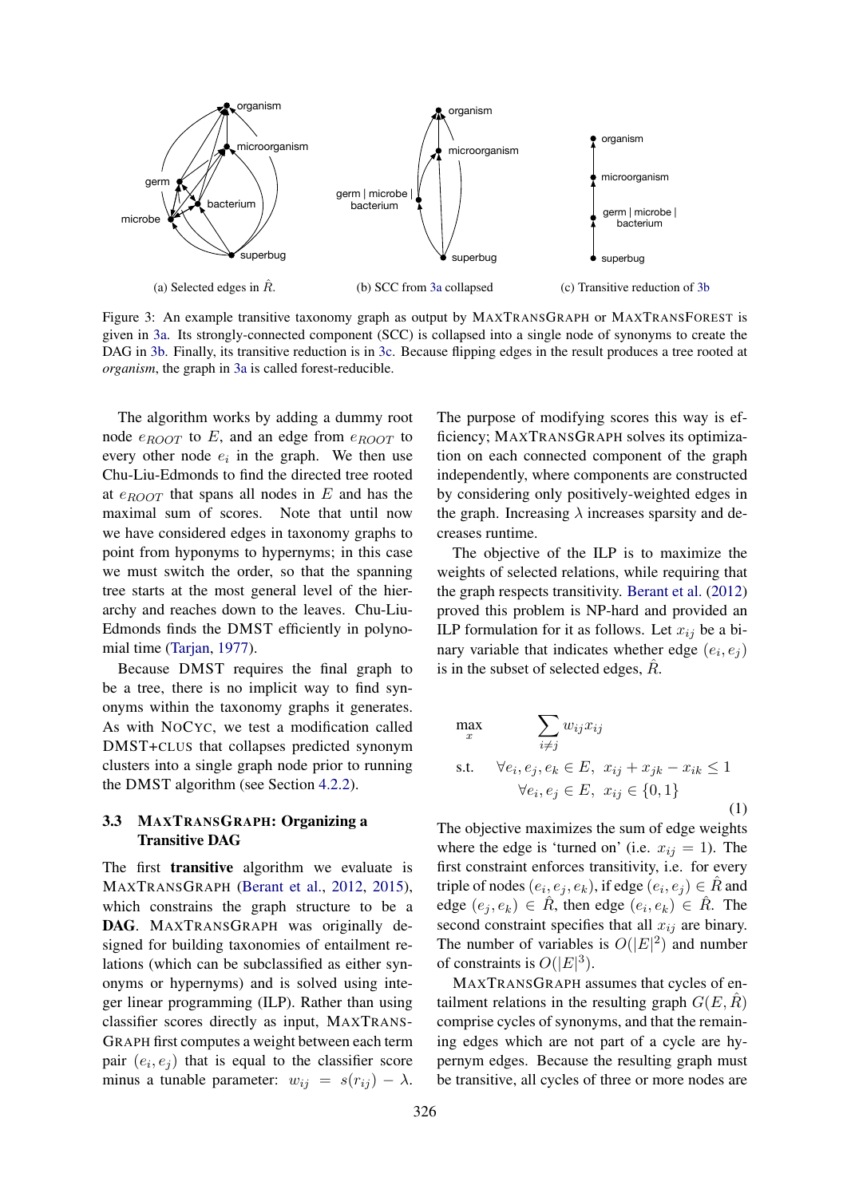(a) Selected edges in $\hat{R}$.

(b) SCC from 3a collapsed

(c) Transitive reduction of 3b

Figure 3: An example transitive taxonomy graph as output by MAXTRANSGRAPH or MAXTRANSFOREST is given in 3a. Its strongly-connected component (SCC) is collapsed into a single node of synonyms to create the DAG in 3b. Finally, its transitive reduction is in 3c. Because flipping edges in the result produces a tree rooted at *organism*, the graph in 3a is called forest-reducible.

The algorithm works by adding a dummy root node $e_{ROOT}$ to $E$, and an edge from $e_{ROOT}$ to every other node $e_i$ in the graph. We then use Chu-Liu-Edmonds to find the directed tree rooted at $e_{ROOT}$ that spans all nodes in $E$ and has the maximal sum of scores. Note that until now we have considered edges in taxonomy graphs to point from hyponyms to hypernyms; in this case we must switch the order, so that the spanning tree starts at the most general level of the hierarchy and reaches down to the leaves. Chu-Liu-Edmonds finds the DMST efficiently in polynomial time (Tarjan, 1977).

Because DMST requires the final graph to be a tree, there is no implicit way to find synonyms within the taxonomy graphs it generates. As with NOCYC, we test a modification called DMST+CLUS that collapses predicted synonym clusters into a single graph node prior to running the DMST algorithm (see Section 4.2.2).

### 3.3 MAXTRANSGRAPH: Organizing a Transitive DAG

The first **transitive** algorithm we evaluate is MAXTRANSGRAPH (Berant et al., 2012, 2015), which constrains the graph structure to be a **DAG**. MAXTRANSGRAPH was originally designed for building taxonomies of entailment relations (which can be subclassified as either synonyms or hypernyms) and is solved using integer linear programming (ILP). Rather than using classifier scores directly as input, MAXTRANSGRAPH first computes a weight between each term pair $(e_i, e_j)$ that is equal to the classifier score minus a tunable parameter: $w_{ij} = s(r_{ij}) - \lambda$. The purpose of modifying scores this way is efficiency; MAXTRANSGRAPH solves its optimization on each connected component of the graph independently, where components are constructed by considering only positively-weighted edges in the graph. Increasing $\lambda$ increases sparsity and decreases runtime.

The objective of the ILP is to maximize the weights of selected relations, while requiring that the graph respects transitivity. Berant et al. (2012) proved this problem is NP-hard and provided an ILP formulation for it as follows. Let $x_{ij}$ be a binary variable that indicates whether edge $(e_i, e_j)$ is in the subset of selected edges, $\hat{R}$.

$$
\begin{aligned}
\max_{x} \quad & \sum_{i \neq j} w_{ij} x_{ij} \\
\text{s.t.} \quad & \forall e_i, e_j, e_k \in E, \;\; x_{ij} + x_{jk} - x_{ik} \leq 1 \\
& \forall e_i, e_j \in E, \;\; x_{ij} \in \{0, 1\}
\end{aligned}
\tag{1}
$$

The objective maximizes the sum of edge weights where the edge is 'turned on' (i.e. $x_{ij} = 1$). The first constraint enforces transitivity, i.e. for every triple of nodes $(e_i, e_j, e_k)$, if edge $(e_i, e_j) \in \hat{R}$ and edge $(e_j, e_k) \in \hat{R}$, then edge $(e_i, e_k) \in \hat{R}$. The second constraint specifies that all $x_{ij}$ are binary. The number of variables is $O(|E|^2)$ and number of constraints is $O(|E|^3)$.

MAXTRANSGRAPH assumes that cycles of entailment relations in the resulting graph $G(E, \hat{R})$ comprise cycles of synonyms, and that the remaining edges which are not part of a cycle are hypernym edges. Because the resulting graph must be transitive, all cycles of three or more nodes are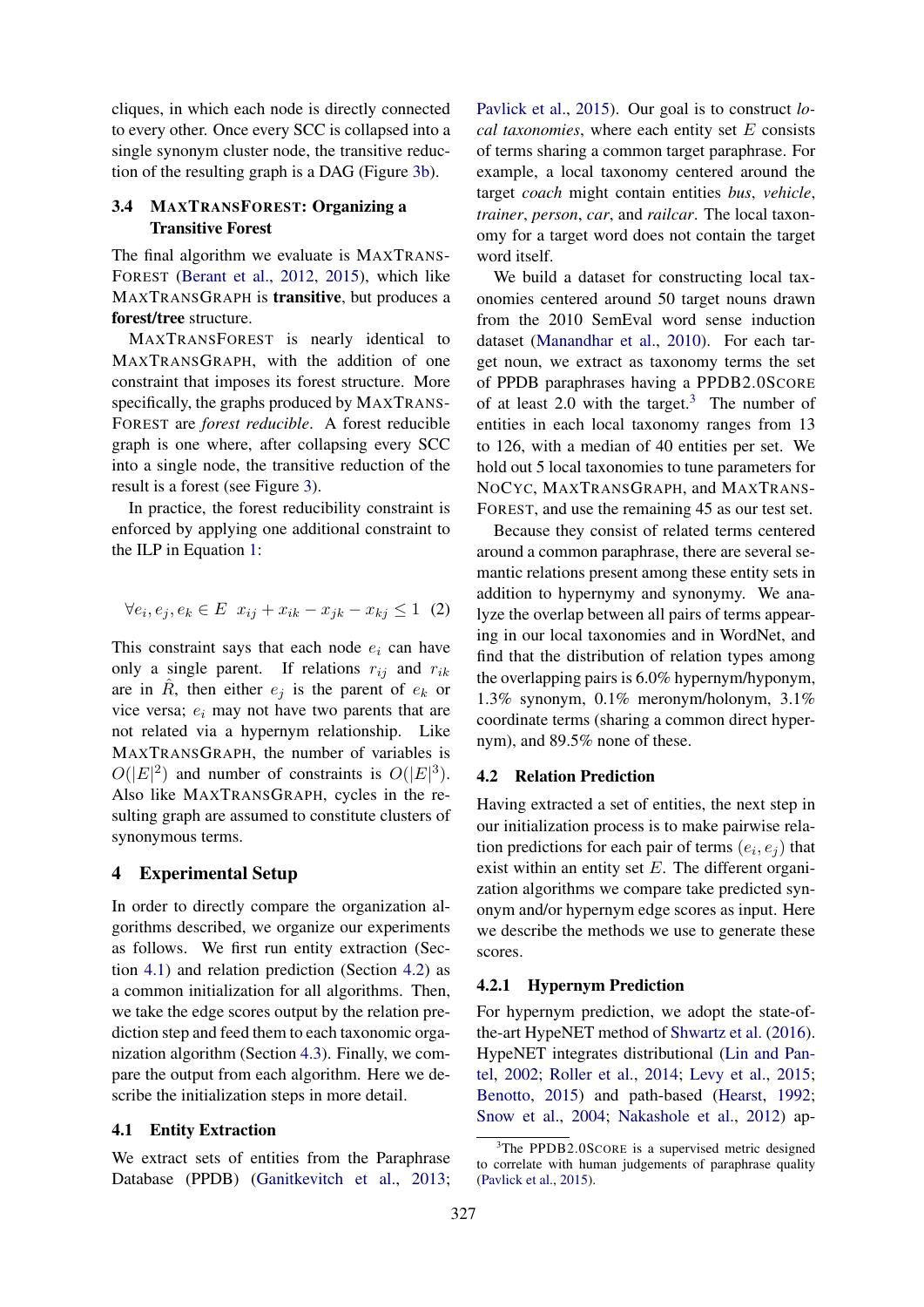cliques, in which each node is directly connected to every other. Once every SCC is collapsed into a single synonym cluster node, the transitive reduction of the resulting graph is a DAG (Figure 3b).

### 3.4 MaxTransForest: Organizing a Transitive Forest

The final algorithm we evaluate is MaxTransForest (Berant et al., 2012, 2015), which like MaxTransGraph is **transitive**, but produces a **forest/tree** structure.

MaxTransForest is nearly identical to MaxTransGraph, with the addition of one constraint that imposes its forest structure. More specifically, the graphs produced by MaxTransForest are *forest reducible*. A forest reducible graph is one where, after collapsing every SCC into a single node, the transitive reduction of the result is a forest (see Figure 3).

In practice, the forest reducibility constraint is enforced by applying one additional constraint to the ILP in Equation 1:

$$\forall e_i, e_j, e_k \in E \;\; x_{ij} + x_{ik} - x_{jk} - x_{kj} \leq 1 \quad (2)$$

This constraint says that each node $e_i$ can have only a single parent. If relations $r_{ij}$ and $r_{ik}$ are in $\hat{R}$, then either $e_j$ is the parent of $e_k$ or vice versa; $e_i$ may not have two parents that are not related via a hypernym relationship. Like MaxTransGraph, the number of variables is $O(|E|^2)$ and number of constraints is $O(|E|^3)$. Also like MaxTransGraph, cycles in the resulting graph are assumed to constitute clusters of synonymous terms.

## 4 Experimental Setup

In order to directly compare the organization algorithms described, we organize our experiments as follows. We first run entity extraction (Section 4.1) and relation prediction (Section 4.2) as a common initialization for all algorithms. Then, we take the edge scores output by the relation prediction step and feed them to each taxonomic organization algorithm (Section 4.3). Finally, we compare the output from each algorithm. Here we describe the initialization steps in more detail.

### 4.1 Entity Extraction

We extract sets of entities from the Paraphrase Database (PPDB) (Ganitkevitch et al., 2013; Pavlick et al., 2015). Our goal is to construct *local taxonomies*, where each entity set $E$ consists of terms sharing a common target paraphrase. For example, a local taxonomy centered around the target *coach* might contain entities *bus*, *vehicle*, *trainer*, *person*, *car*, and *railcar*. The local taxonomy for a target word does not contain the target word itself.

We build a dataset for constructing local taxonomies centered around 50 target nouns drawn from the 2010 SemEval word sense induction dataset (Manandhar et al., 2010). For each target noun, we extract as taxonomy terms the set of PPDB paraphrases having a PPDB2.0Score of at least 2.0 with the target.[3] The number of entities in each local taxonomy ranges from 13 to 126, with a median of 40 entities per set. We hold out 5 local taxonomies to tune parameters for NoCyc, MaxTransGraph, and MaxTransForest, and use the remaining 45 as our test set.

Because they consist of related terms centered around a common paraphrase, there are several semantic relations present among these entity sets in addition to hypernymy and synonymy. We analyze the overlap between all pairs of terms appearing in our local taxonomies and in WordNet, and find that the distribution of relation types among the overlapping pairs is 6.0% hypernym/hyponym, 1.3% synonym, 0.1% meronym/holonym, 3.1% coordinate terms (sharing a common direct hypernym), and 89.5% none of these.

### 4.2 Relation Prediction

Having extracted a set of entities, the next step in our initialization process is to make pairwise relation predictions for each pair of terms $(e_i, e_j)$ that exist within an entity set $E$. The different organization algorithms we compare take predicted synonym and/or hypernym edge scores as input. Here we describe the methods we use to generate these scores.

#### 4.2.1 Hypernym Prediction

For hypernym prediction, we adopt the state-of-the-art HypeNET method of Shwartz et al. (2016). HypeNET integrates distributional (Lin and Pantel, 2002; Roller et al., 2014; Levy et al., 2015; Benotto, 2015) and path-based (Hearst, 1992; Snow et al., 2004; Nakashole et al., 2012) ap-

[3]The PPDB2.0Score is a supervised metric designed to correlate with human judgements of paraphrase quality (Pavlick et al., 2015).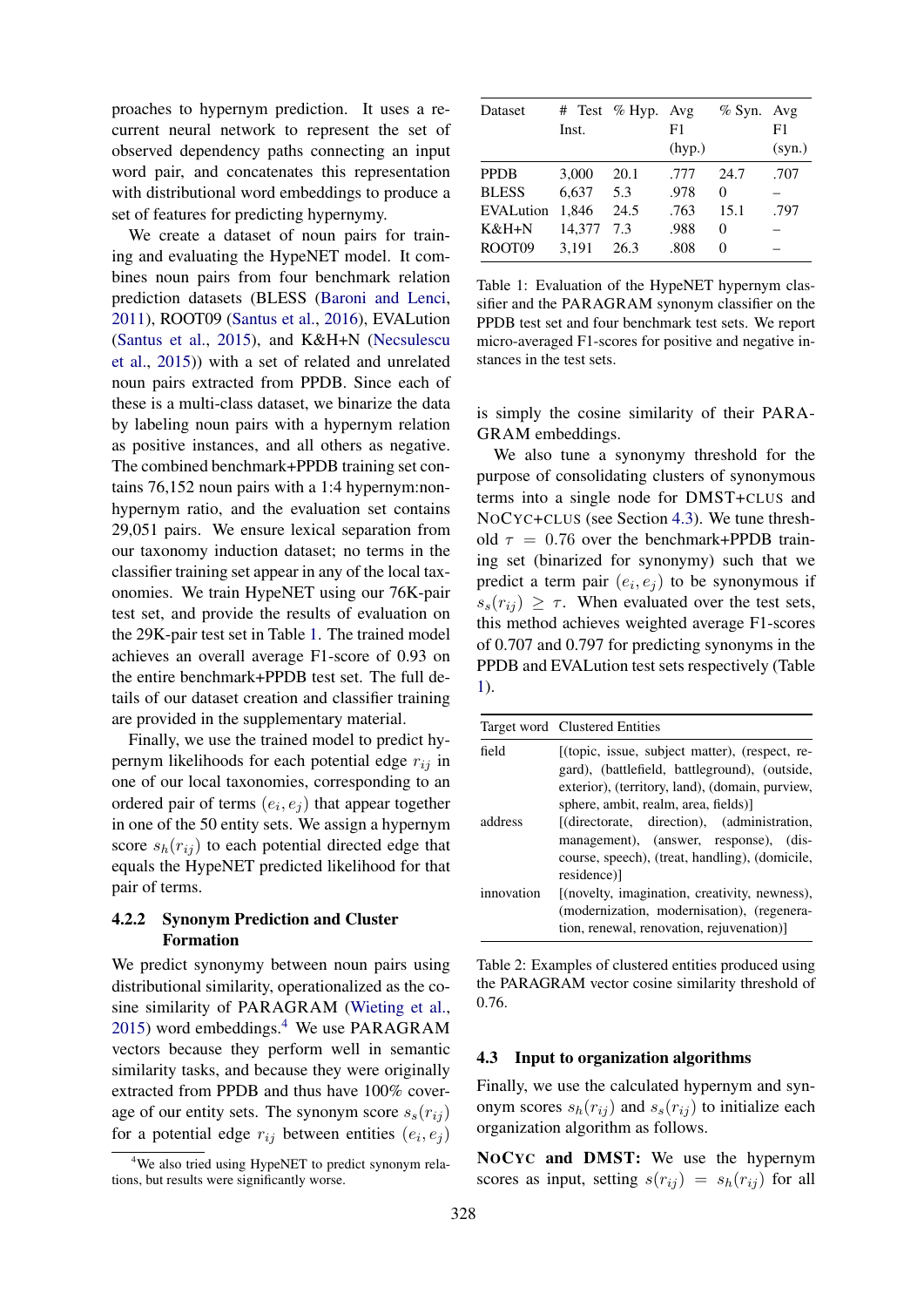proaches to hypernym prediction. It uses a recurrent neural network to represent the set of observed dependency paths connecting an input word pair, and concatenates this representation with distributional word embeddings to produce a set of features for predicting hypernymy.

We create a dataset of noun pairs for training and evaluating the HypeNET model. It combines noun pairs from four benchmark relation prediction datasets (BLESS (Baroni and Lenci, 2011), ROOT09 (Santus et al., 2016), EVALution (Santus et al., 2015), and K&H+N (Necsulescu et al., 2015)) with a set of related and unrelated noun pairs extracted from PPDB. Since each of these is a multi-class dataset, we binarize the data by labeling noun pairs with a hypernym relation as positive instances, and all others as negative. The combined benchmark+PPDB training set contains 76,152 noun pairs with a 1:4 hypernym:non-hypernym ratio, and the evaluation set contains 29,051 pairs. We ensure lexical separation from our taxonomy induction dataset; no terms in the classifier training set appear in any of the local taxonomies. We train HypeNET using our 76K-pair test set, and provide the results of evaluation on the 29K-pair test set in Table 1. The trained model achieves an overall average F1-score of 0.93 on the entire benchmark+PPDB test set. The full details of our dataset creation and classifier training are provided in the supplementary material.

Finally, we use the trained model to predict hypernym likelihoods for each potential edge $r_{ij}$ in one of our local taxonomies, corresponding to an ordered pair of terms $(e_i, e_j)$ that appear together in one of the 50 entity sets. We assign a hypernym score $s_h(r_{ij})$ to each potential directed edge that equals the HypeNET predicted likelihood for that pair of terms.

### 4.2.2 Synonym Prediction and Cluster Formation

We predict synonymy between noun pairs using distributional similarity, operationalized as the cosine similarity of PARAGRAM (Wieting et al., 2015) word embeddings.[4] We use PARAGRAM vectors because they perform well in semantic similarity tasks, and because they were originally extracted from PPDB and thus have 100% coverage of our entity sets. The synonym score $s_s(r_{ij})$ for a potential edge $r_{ij}$ between entities $(e_i, e_j)$ is simply the cosine similarity of their PARAGRAM embeddings.

[4] We also tried using HypeNET to predict synonym relations, but results were significantly worse.

| Dataset | # Test Inst. | % Hyp. | Avg F1 (hyp.) | % Syn. | Avg F1 (syn.) |
|---|---|---|---|---|---|
| PPDB | 3,000 | 20.1 | .777 | 24.7 | .707 |
| BLESS | 6,637 | 5.3 | .978 | 0 | – |
| EVALution | 1,846 | 24.5 | .763 | 15.1 | .797 |
| K&H+N | 14,377 | 7.3 | .988 | 0 | – |
| ROOT09 | 3,191 | 26.3 | .808 | 0 | – |

Table 1: Evaluation of the HypeNET hypernym classifier and the PARAGRAM synonym classifier on the PPDB test set and four benchmark test sets. We report micro-averaged F1-scores for positive and negative instances in the test sets.

We also tune a synonymy threshold for the purpose of consolidating clusters of synonymous terms into a single node for DMST+CLUS and NOCYC+CLUS (see Section 4.3). We tune threshold $\tau = 0.76$ over the benchmark+PPDB training set (binarized for synonymy) such that we predict a term pair $(e_i, e_j)$ to be synonymous if $s_s(r_{ij}) \geq \tau$. When evaluated over the test sets, this method achieves weighted average F1-scores of 0.707 and 0.797 for predicting synonyms in the PPDB and EVALution test sets respectively (Table 1).

| Target word | Clustered Entities |
|---|---|
| field | [(topic, issue, subject matter), (respect, regard), (battlefield, battleground), (outside, exterior), (territory, land), (domain, purview, sphere, ambit, realm, area, fields)] |
| address | [(directorate, direction), (administration, management), (answer, response), (discourse, speech), (treat, handling), (domicile, residence)] |
| innovation | [(novelty, imagination, creativity, newness), (modernization, modernisation), (regeneration, renewal, renovation, rejuvenation)] |

Table 2: Examples of clustered entities produced using the PARAGRAM vector cosine similarity threshold of 0.76.

## 4.3 Input to organization algorithms

Finally, we use the calculated hypernym and synonym scores $s_h(r_{ij})$ and $s_s(r_{ij})$ to initialize each organization algorithm as follows.

**NOCYC and DMST:** We use the hypernym scores as input, setting $s(r_{ij}) = s_h(r_{ij})$ for all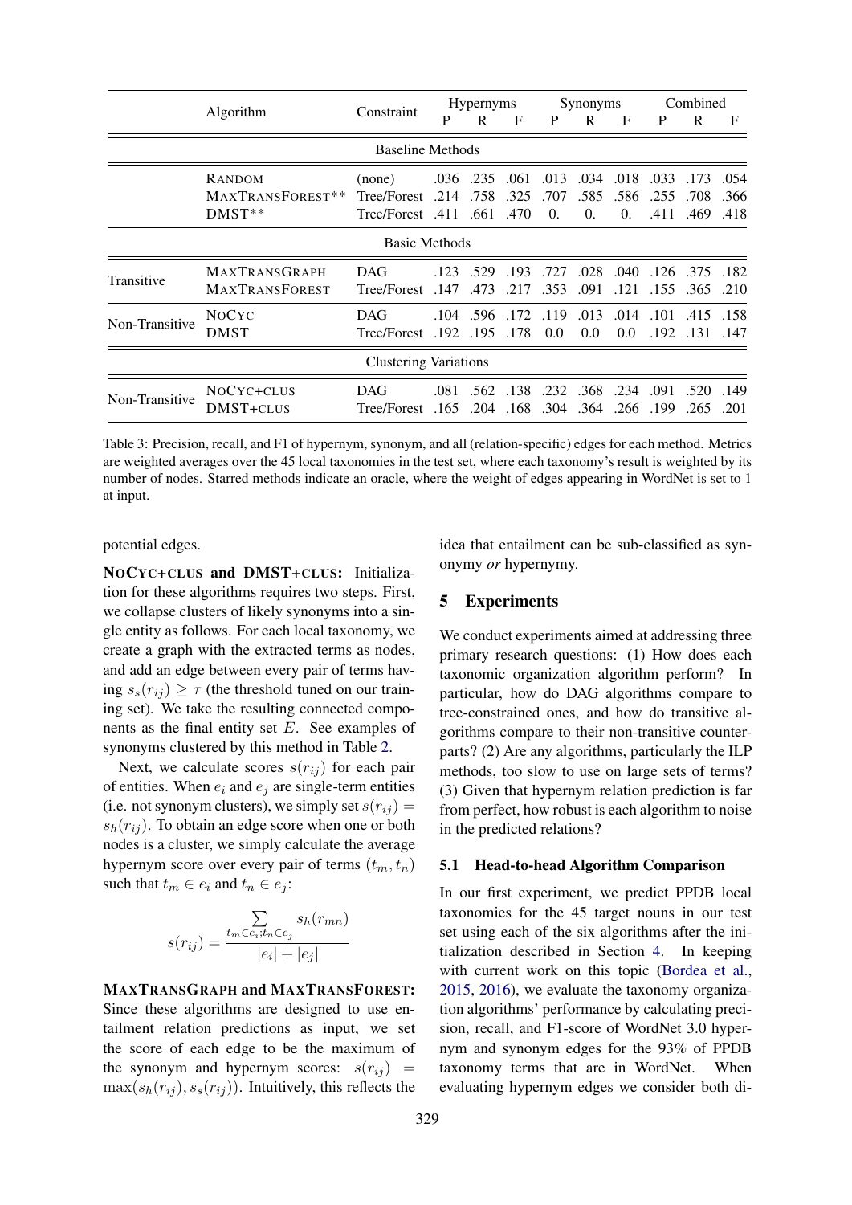| | Algorithm | Constraint | Hypernyms | | | Synonyms | | | Combined | | |
|---|---|---|---|---|---|---|---|---|---|---|---|
| | | | P | R | F | P | R | F | P | R | F |
| Baseline Methods | | | | | | | | | | | |
| | RANDOM | (none) | .036 | .235 | .061 | .013 | .034 | .018 | .033 | .173 | .054 |
| | MAXTRANSFOREST** | Tree/Forest | .214 | .758 | .325 | .707 | .585 | .586 | .255 | .708 | .366 |
| | DMST** | Tree/Forest | .411 | .661 | .470 | 0. | 0. | 0. | .411 | .469 | .418 |
| Basic Methods | | | | | | | | | | | |
| Transitive | MAXTRANSGRAPH | DAG | .123 | .529 | .193 | .727 | .028 | .040 | .126 | .375 | .182 |
| | MAXTRANSFOREST | Tree/Forest | .147 | .473 | .217 | .353 | .091 | .121 | .155 | .365 | .210 |
| Non-Transitive | NOCYC | DAG | .104 | .596 | .172 | .119 | .013 | .014 | .101 | .415 | .158 |
| | DMST | Tree/Forest | .192 | .195 | .178 | 0.0 | 0.0 | 0.0 | .192 | .131 | .147 |
| Clustering Variations | | | | | | | | | | | |
| Non-Transitive | NOCYC+CLUS | DAG | .081 | .562 | .138 | .232 | .368 | .234 | .091 | .520 | .149 |
| | DMST+CLUS | Tree/Forest | .165 | .204 | .168 | .304 | .364 | .266 | .199 | .265 | .201 |

Table 3: Precision, recall, and F1 of hypernym, synonym, and all (relation-specific) edges for each method. Metrics are weighted averages over the 45 local taxonomies in the test set, where each taxonomy's result is weighted by its number of nodes. Starred methods indicate an oracle, where the weight of edges appearing in WordNet is set to 1 at input.

potential edges.

**NOCYC+CLUS and DMST+CLUS:** Initialization for these algorithms requires two steps. First, we collapse clusters of likely synonyms into a single entity as follows. For each local taxonomy, we create a graph with the extracted terms as nodes, and add an edge between every pair of terms having $s_s(r_{ij}) \geq \tau$ (the threshold tuned on our training set). We take the resulting connected components as the final entity set $E$. See examples of synonyms clustered by this method in Table 2.

Next, we calculate scores $s(r_{ij})$ for each pair of entities. When $e_i$ and $e_j$ are single-term entities (i.e. not synonym clusters), we simply set $s(r_{ij}) = s_h(r_{ij})$. To obtain an edge score when one or both nodes is a cluster, we simply calculate the average hypernym score over every pair of terms $(t_m, t_n)$ such that $t_m \in e_i$ and $t_n \in e_j$:

$$s(r_{ij}) = \frac{\sum_{t_m \in e_i; t_n \in e_j} s_h(r_{mn})}{|e_i| + |e_j|}$$

**MAXTRANSGRAPH and MAXTRANSFOREST:** Since these algorithms are designed to use entailment relation predictions as input, we set the score of each edge to be the maximum of the synonym and hypernym scores: $s(r_{ij}) = \max(s_h(r_{ij}), s_s(r_{ij}))$. Intuitively, this reflects the idea that entailment can be sub-classified as synonymy *or* hypernymy.

## 5 Experiments

We conduct experiments aimed at addressing three primary research questions: (1) How does each taxonomic organization algorithm perform? In particular, how do DAG algorithms compare to tree-constrained ones, and how do transitive algorithms compare to their non-transitive counterparts? (2) Are any algorithms, particularly the ILP methods, too slow to use on large sets of terms? (3) Given that hypernym relation prediction is far from perfect, how robust is each algorithm to noise in the predicted relations?

### 5.1 Head-to-head Algorithm Comparison

In our first experiment, we predict PPDB local taxonomies for the 45 target nouns in our test set using each of the six algorithms after the initialization described in Section 4. In keeping with current work on this topic (Bordea et al., 2015, 2016), we evaluate the taxonomy organization algorithms' performance by calculating precision, recall, and F1-score of WordNet 3.0 hypernym and synonym edges for the 93% of PPDB taxonomy terms that are in WordNet. When evaluating hypernym edges we consider both di-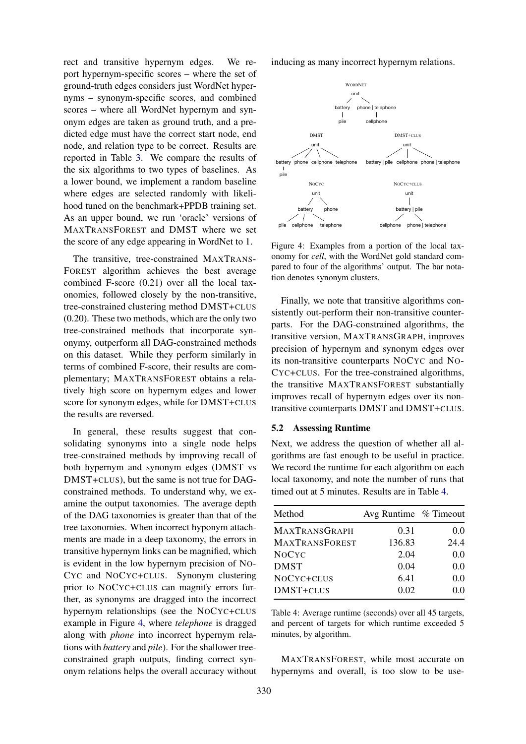rect and transitive hypernym edges. We report hypernym-specific scores – where the set of ground-truth edges considers just WordNet hypernyms – synonym-specific scores, and combined scores – where all WordNet hypernym and synonym edges are taken as ground truth, and a predicted edge must have the correct start node, end node, and relation type to be correct. Results are reported in Table 3. We compare the results of the six algorithms to two types of baselines. As a lower bound, we implement a random baseline where edges are selected randomly with likelihood tuned on the benchmark+PPDB training set. As an upper bound, we run 'oracle' versions of MAXTRANSFOREST and DMST where we set the score of any edge appearing in WordNet to 1.

The transitive, tree-constrained MAXTRANSFOREST algorithm achieves the best average combined F-score (0.21) over all the local taxonomies, followed closely by the non-transitive, tree-constrained clustering method DMST+CLUS (0.20). These two methods, which are the only two tree-constrained methods that incorporate synonymy, outperform all DAG-constrained methods on this dataset. While they perform similarly in terms of combined F-score, their results are complementary; MAXTRANSFOREST obtains a relatively high score on hypernym edges and lower score for synonym edges, while for DMST+CLUS the results are reversed.

In general, these results suggest that consolidating synonyms into a single node helps tree-constrained methods by improving recall of both hypernym and synonym edges (DMST vs DMST+CLUS), but the same is not true for DAG-constrained methods. To understand why, we examine the output taxonomies. The average depth of the DAG taxonomies is greater than that of the tree taxonomies. When incorrect hyponym attachments are made in a deep taxonomy, the errors in transitive hypernym links can be magnified, which is evident in the low hypernym precision of NOCYC and NOCYC+CLUS. Synonym clustering prior to NOCYC+CLUS can magnify errors further, as synonyms are dragged into the incorrect hypernym relationships (see the NOCYC+CLUS example in Figure 4, where *telephone* is dragged along with *phone* into incorrect hypernym relations with *battery* and *pile*). For the shallower tree-constrained graph outputs, finding correct synonym relations helps the overall accuracy without inducing as many incorrect hypernym relations.

Figure 4: Examples from a portion of the local taxonomy for *cell*, with the WordNet gold standard compared to four of the algorithms' output. The bar notation denotes synonym clusters.

Finally, we note that transitive algorithms consistently out-perform their non-transitive counterparts. For the DAG-constrained algorithms, the transitive version, MAXTRANSGRAPH, improves precision of hypernym and synonym edges over its non-transitive counterparts NOCYC and NOCYC+CLUS. For the tree-constrained algorithms, the transitive MAXTRANSFOREST substantially improves recall of hypernym edges over its non-transitive counterparts DMST and DMST+CLUS.

## 5.2 Assessing Runtime

Next, we address the question of whether all algorithms are fast enough to be useful in practice. We record the runtime for each algorithm on each local taxonomy, and note the number of runs that timed out at 5 minutes. Results are in Table 4.

| Method | Avg Runtime | % Timeout |
|---|---|---|
| MAXTRANSGRAPH | 0.31 | 0.0 |
| MAXTRANSFOREST | 136.83 | 24.4 |
| NOCYC | 2.04 | 0.0 |
| DMST | 0.04 | 0.0 |
| NOCYC+CLUS | 6.41 | 0.0 |
| DMST+CLUS | 0.02 | 0.0 |

Table 4: Average runtime (seconds) over all 45 targets, and percent of targets for which runtime exceeded 5 minutes, by algorithm.

MAXTRANSFOREST, while most accurate on hypernyms and overall, is too slow to be use-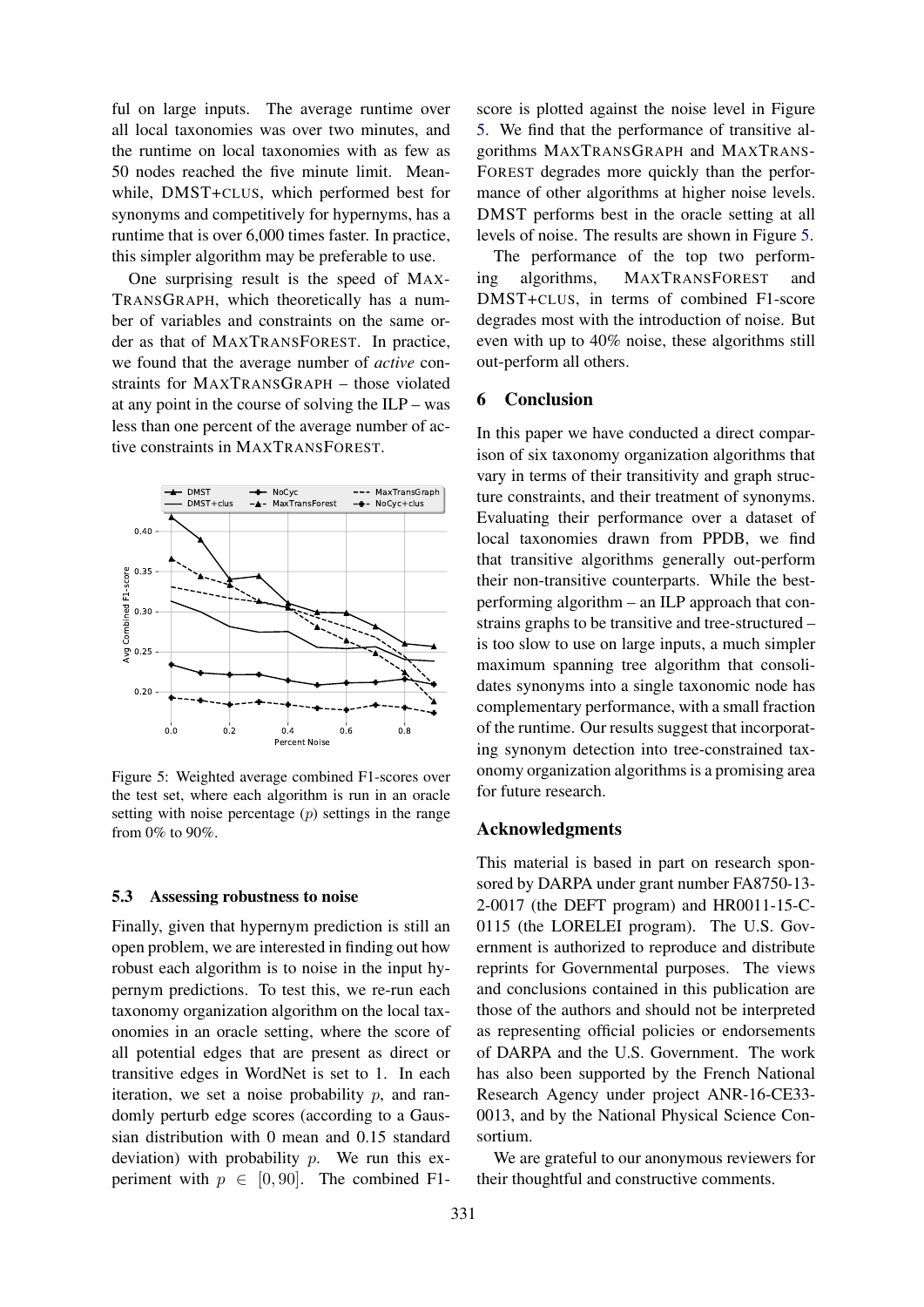ful on large inputs. The average runtime over all local taxonomies was over two minutes, and the runtime on local taxonomies with as few as 50 nodes reached the five minute limit. Meanwhile, DMST+CLUS, which performed best for synonyms and competitively for hypernyms, has a runtime that is over 6,000 times faster. In practice, this simpler algorithm may be preferable to use.

One surprising result is the speed of MAXTRANSGRAPH, which theoretically has a number of variables and constraints on the same order as that of MAXTRANSFOREST. In practice, we found that the average number of *active* constraints for MAXTRANSGRAPH – those violated at any point in the course of solving the ILP – was less than one percent of the average number of active constraints in MAXTRANSFOREST.

Figure 5: Weighted average combined F1-scores over the test set, where each algorithm is run in an oracle setting with noise percentage ($p$) settings in the range from 0% to 90%.

### 5.3 Assessing robustness to noise

Finally, given that hypernym prediction is still an open problem, we are interested in finding out how robust each algorithm is to noise in the input hypernym predictions. To test this, we re-run each taxonomy organization algorithm on the local taxonomies in an oracle setting, where the score of all potential edges that are present as direct or transitive edges in WordNet is set to 1. In each iteration, we set a noise probability $p$, and randomly perturb edge scores (according to a Gaussian distribution with 0 mean and 0.15 standard deviation) with probability $p$. We run this experiment with $p \in [0, 90]$. The combined F1-score is plotted against the noise level in Figure 5. We find that the performance of transitive algorithms MAXTRANSGRAPH and MAXTRANSFOREST degrades more quickly than the performance of other algorithms at higher noise levels. DMST performs best in the oracle setting at all levels of noise. The results are shown in Figure 5.

The performance of the top two performing algorithms, MAXTRANSFOREST and DMST+CLUS, in terms of combined F1-score degrades most with the introduction of noise. But even with up to 40% noise, these algorithms still out-perform all others.

## 6 Conclusion

In this paper we have conducted a direct comparison of six taxonomy organization algorithms that vary in terms of their transitivity and graph structure constraints, and their treatment of synonyms. Evaluating their performance over a dataset of local taxonomies drawn from PPDB, we find that transitive algorithms generally out-perform their non-transitive counterparts. While the best-performing algorithm – an ILP approach that constrains graphs to be transitive and tree-structured – is too slow to use on large inputs, a much simpler maximum spanning tree algorithm that consolidates synonyms into a single taxonomic node has complementary performance, with a small fraction of the runtime. Our results suggest that incorporating synonym detection into tree-constrained taxonomy organization algorithms is a promising area for future research.

## Acknowledgments

This material is based in part on research sponsored by DARPA under grant number FA8750-13-2-0017 (the DEFT program) and HR0011-15-C-0115 (the LORELEI program). The U.S. Government is authorized to reproduce and distribute reprints for Governmental purposes. The views and conclusions contained in this publication are those of the authors and should not be interpreted as representing official policies or endorsements of DARPA and the U.S. Government. The work has also been supported by the French National Research Agency under project ANR-16-CE33-0013, and by the National Physical Science Consortium.

We are grateful to our anonymous reviewers for their thoughtful and constructive comments.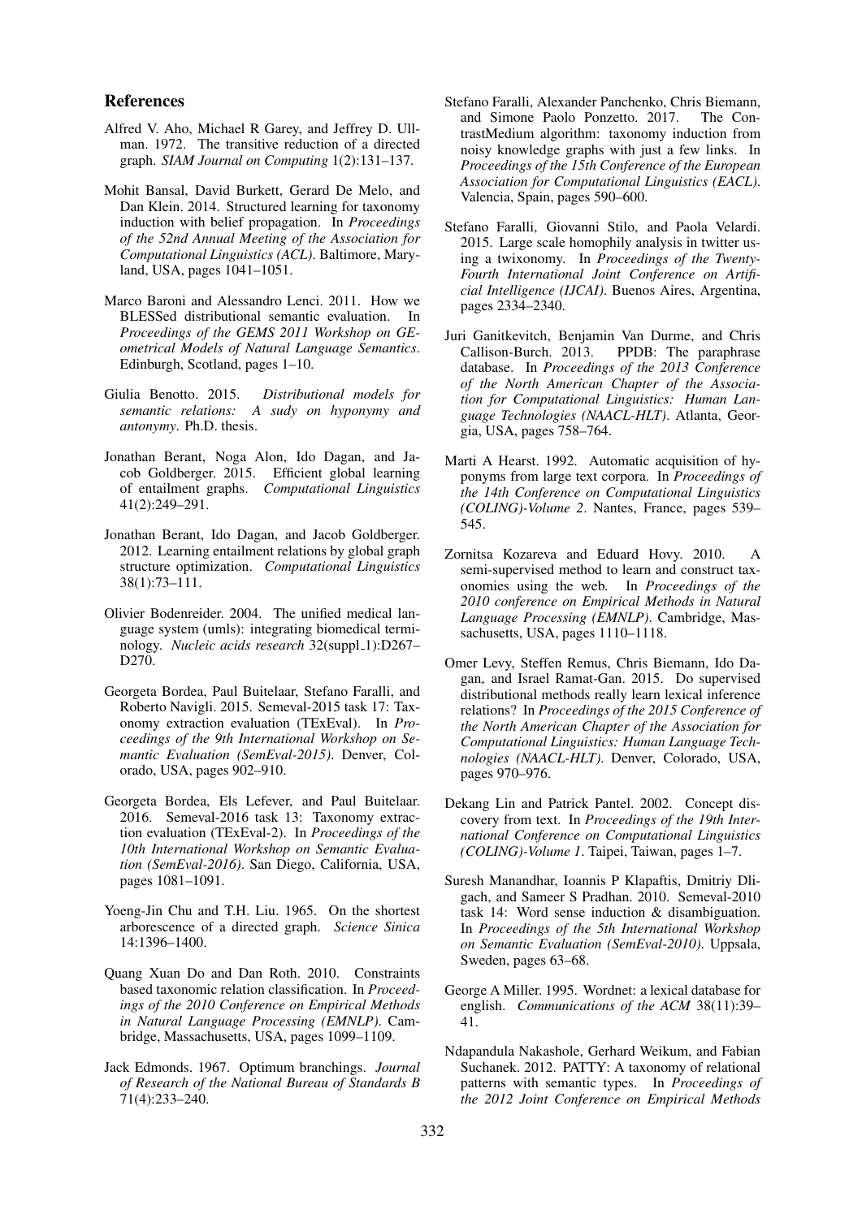## References

Alfred V. Aho, Michael R Garey, and Jeffrey D. Ullman. 1972. The transitive reduction of a directed graph. *SIAM Journal on Computing* 1(2):131–137.

Mohit Bansal, David Burkett, Gerard De Melo, and Dan Klein. 2014. Structured learning for taxonomy induction with belief propagation. In *Proceedings of the 52nd Annual Meeting of the Association for Computational Linguistics (ACL)*. Baltimore, Maryland, USA, pages 1041–1051.

Marco Baroni and Alessandro Lenci. 2011. How we BLESSed distributional semantic evaluation. In *Proceedings of the GEMS 2011 Workshop on GEometrical Models of Natural Language Semantics*. Edinburgh, Scotland, pages 1–10.

Giulia Benotto. 2015. *Distributional models for semantic relations: A sudy on hyponymy and antonymy*. Ph.D. thesis.

Jonathan Berant, Noga Alon, Ido Dagan, and Jacob Goldberger. 2015. Efficient global learning of entailment graphs. *Computational Linguistics* 41(2):249–291.

Jonathan Berant, Ido Dagan, and Jacob Goldberger. 2012. Learning entailment relations by global graph structure optimization. *Computational Linguistics* 38(1):73–111.

Olivier Bodenreider. 2004. The unified medical language system (umls): integrating biomedical terminology. *Nucleic acids research* 32(suppl_1):D267–D270.

Georgeta Bordea, Paul Buitelaar, Stefano Faralli, and Roberto Navigli. 2015. Semeval-2015 task 17: Taxonomy extraction evaluation (TExEval). In *Proceedings of the 9th International Workshop on Semantic Evaluation (SemEval-2015)*. Denver, Colorado, USA, pages 902–910.

Georgeta Bordea, Els Lefever, and Paul Buitelaar. 2016. Semeval-2016 task 13: Taxonomy extraction evaluation (TExEval-2). In *Proceedings of the 10th International Workshop on Semantic Evaluation (SemEval-2016)*. San Diego, California, USA, pages 1081–1091.

Yoeng-Jin Chu and T.H. Liu. 1965. On the shortest arborescence of a directed graph. *Science Sinica* 14:1396–1400.

Quang Xuan Do and Dan Roth. 2010. Constraints based taxonomic relation classification. In *Proceedings of the 2010 Conference on Empirical Methods in Natural Language Processing (EMNLP)*. Cambridge, Massachusetts, USA, pages 1099–1109.

Jack Edmonds. 1967. Optimum branchings. *Journal of Research of the National Bureau of Standards B* 71(4):233–240.

Stefano Faralli, Alexander Panchenko, Chris Biemann, and Simone Paolo Ponzetto. 2017. The ContrastMedium algorithm: taxonomy induction from noisy knowledge graphs with just a few links. In *Proceedings of the 15th Conference of the European Association for Computational Linguistics (EACL)*. Valencia, Spain, pages 590–600.

Stefano Faralli, Giovanni Stilo, and Paola Velardi. 2015. Large scale homophily analysis in twitter using a twixonomy. In *Proceedings of the Twenty-Fourth International Joint Conference on Artificial Intelligence (IJCAI)*. Buenos Aires, Argentina, pages 2334–2340.

Juri Ganitkevitch, Benjamin Van Durme, and Chris Callison-Burch. 2013. PPDB: The paraphrase database. In *Proceedings of the 2013 Conference of the North American Chapter of the Association for Computational Linguistics: Human Language Technologies (NAACL-HLT)*. Atlanta, Georgia, USA, pages 758–764.

Marti A Hearst. 1992. Automatic acquisition of hyponyms from large text corpora. In *Proceedings of the 14th Conference on Computational Linguistics (COLING)-Volume 2*. Nantes, France, pages 539–545.

Zornitsa Kozareva and Eduard Hovy. 2010. A semi-supervised method to learn and construct taxonomies using the web. In *Proceedings of the 2010 conference on Empirical Methods in Natural Language Processing (EMNLP)*. Cambridge, Massachusetts, USA, pages 1110–1118.

Omer Levy, Steffen Remus, Chris Biemann, Ido Dagan, and Israel Ramat-Gan. 2015. Do supervised distributional methods really learn lexical inference relations? In *Proceedings of the 2015 Conference of the North American Chapter of the Association for Computational Linguistics: Human Language Technologies (NAACL-HLT)*. Denver, Colorado, USA, pages 970–976.

Dekang Lin and Patrick Pantel. 2002. Concept discovery from text. In *Proceedings of the 19th International Conference on Computational Linguistics (COLING)-Volume 1*. Taipei, Taiwan, pages 1–7.

Suresh Manandhar, Ioannis P Klapaftis, Dmitriy Dligach, and Sameer S Pradhan. 2010. Semeval-2010 task 14: Word sense induction & disambiguation. In *Proceedings of the 5th International Workshop on Semantic Evaluation (SemEval-2010)*. Uppsala, Sweden, pages 63–68.

George A Miller. 1995. Wordnet: a lexical database for english. *Communications of the ACM* 38(11):39–41.

Ndapandula Nakashole, Gerhard Weikum, and Fabian Suchanek. 2012. PATTY: A taxonomy of relational patterns with semantic types. In *Proceedings of the 2012 Joint Conference on Empirical Methods*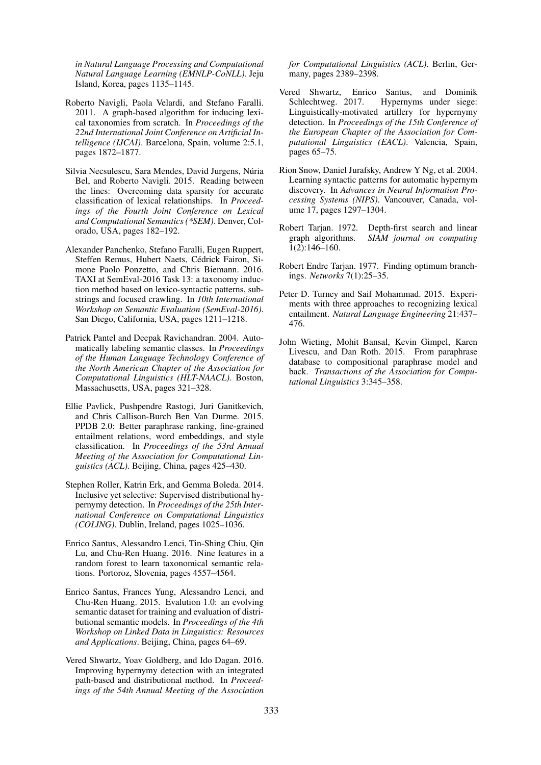*in Natural Language Processing and Computational Natural Language Learning (EMNLP-CoNLL)*. Jeju Island, Korea, pages 1135–1145.

Roberto Navigli, Paola Velardi, and Stefano Faralli. 2011. A graph-based algorithm for inducing lexical taxonomies from scratch. In *Proceedings of the 22nd International Joint Conference on Artificial Intelligence (IJCAI)*. Barcelona, Spain, volume 2:5.1, pages 1872–1877.

Silvia Necsulescu, Sara Mendes, David Jurgens, Núria Bel, and Roberto Navigli. 2015. Reading between the lines: Overcoming data sparsity for accurate classification of lexical relationships. In *Proceedings of the Fourth Joint Conference on Lexical and Computational Semantics (*SEM)*. Denver, Colorado, USA, pages 182–192.

Alexander Panchenko, Stefano Faralli, Eugen Ruppert, Steffen Remus, Hubert Naets, Cédrick Fairon, Simone Paolo Ponzetto, and Chris Biemann. 2016. TAXI at SemEval-2016 Task 13: a taxonomy induction method based on lexico-syntactic patterns, substrings and focused crawling. In *10th International Workshop on Semantic Evaluation (SemEval-2016)*. San Diego, California, USA, pages 1211–1218.

Patrick Pantel and Deepak Ravichandran. 2004. Automatically labeling semantic classes. In *Proceedings of the Human Language Technology Conference of the North American Chapter of the Association for Computational Linguistics (HLT-NAACL)*. Boston, Massachusetts, USA, pages 321–328.

Ellie Pavlick, Pushpendre Rastogi, Juri Ganitkevich, and Chris Callison-Burch Ben Van Durme. 2015. PPDB 2.0: Better paraphrase ranking, fine-grained entailment relations, word embeddings, and style classification. In *Proceedings of the 53rd Annual Meeting of the Association for Computational Linguistics (ACL)*. Beijing, China, pages 425–430.

Stephen Roller, Katrin Erk, and Gemma Boleda. 2014. Inclusive yet selective: Supervised distributional hypernymy detection. In *Proceedings of the 25th International Conference on Computational Linguistics (COLING)*. Dublin, Ireland, pages 1025–1036.

Enrico Santus, Alessandro Lenci, Tin-Shing Chiu, Qin Lu, and Chu-Ren Huang. 2016. Nine features in a random forest to learn taxonomical semantic relations. Portoroz, Slovenia, pages 4557–4564.

Enrico Santus, Frances Yung, Alessandro Lenci, and Chu-Ren Huang. 2015. Evalution 1.0: an evolving semantic dataset for training and evaluation of distributional semantic models. In *Proceedings of the 4th Workshop on Linked Data in Linguistics: Resources and Applications*. Beijing, China, pages 64–69.

Vered Shwartz, Yoav Goldberg, and Ido Dagan. 2016. Improving hypernymy detection with an integrated path-based and distributional method. In *Proceedings of the 54th Annual Meeting of the Association for Computational Linguistics (ACL)*. Berlin, Germany, pages 2389–2398.

Vered Shwartz, Enrico Santus, and Dominik Schlechtweg. 2017. Hypernyms under siege: Linguistically-motivated artillery for hypernymy detection. In *Proceedings of the 15th Conference of the European Chapter of the Association for Computational Linguistics (EACL)*. Valencia, Spain, pages 65–75.

Rion Snow, Daniel Jurafsky, Andrew Y Ng, et al. 2004. Learning syntactic patterns for automatic hypernym discovery. In *Advances in Neural Information Processing Systems (NIPS)*. Vancouver, Canada, volume 17, pages 1297–1304.

Robert Tarjan. 1972. Depth-first search and linear graph algorithms. *SIAM journal on computing* 1(2):146–160.

Robert Endre Tarjan. 1977. Finding optimum branchings. *Networks* 7(1):25–35.

Peter D. Turney and Saif Mohammad. 2015. Experiments with three approaches to recognizing lexical entailment. *Natural Language Engineering* 21:437–476.

John Wieting, Mohit Bansal, Kevin Gimpel, Karen Livescu, and Dan Roth. 2015. From paraphrase database to compositional paraphrase model and back. *Transactions of the Association for Computational Linguistics* 3:345–358.